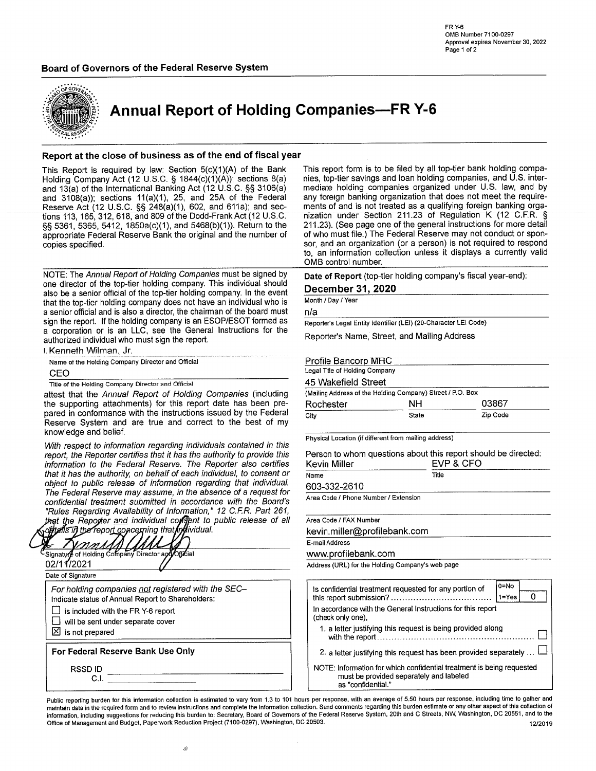FR Y-6
OMB Number 7100-0297
Approval expires November 30, 2022

**Board of Governors of the Federal Reserve System**

# Annual Report of Holding Companies—FR Y-6

### Report at the close of business as of the end of fiscal year

This Report is required by law: Section 5(c)(1)(A) of the Bank Holding Company Act (12 U.S.C. § 1844(c)(1)(A)); sections 8(a) and 13(a) of the International Banking Act (12 U.S.C. §§ 3106(a) and 3108(a)); sections 11(a)(1), 25, and 25A of the Federal Reserve Act (12 U.S.C. §§ 248(a)(1), 602, and 611a); and sections 113, 165, 312, 618, and 809 of the Dodd-Frank Act (12 U.S.C. §§ 5361, 5365, 5412, 1850a(c)(1), and 5468(b)(1)). Return to the appropriate Federal Reserve Bank the original and the number of copies specified.

This report form is to be filed by all top-tier bank holding companies, top-tier savings and loan holding companies, and U.S. intermediate holding companies organized under U.S. law, and by any foreign banking organization that does not meet the requirements of and is not treated as a qualifying foreign banking organization under Section 211.23 of Regulation K (12 C.F.R. § 211.23). (See page one of the general instructions for more detail of who must file.) The Federal Reserve may not conduct or sponsor, and an organization (or a person) is not required to respond to, an information collection unless it displays a currently valid OMB control number.

NOTE: The *Annual Report of Holding Companies* must be signed by one director of the top-tier holding company. This individual should also be a senior official of the top-tier holding company. In the event that the top-tier holding company does not have an individual who is a senior official and is also a director, the chairman of the board must sign the report. If the holding company is an ESOP/ESOT formed as a corporation or is an LLC, see the General Instructions for the authorized individual who must sign the report.

I, Kenneth Wilman, Jr.
Name of the Holding Company Director and Official

CEO
Title of the Holding Company Director and Official

attest that the *Annual Report of Holding Companies* (including the supporting attachments) for this report date has been prepared in conformance with the instructions issued by the Federal Reserve System and are true and correct to the best of my knowledge and belief.

*With respect to information regarding individuals contained in this report, the Reporter certifies that it has the authority to provide this information to the Federal Reserve. The Reporter also certifies that it has the authority, on behalf of each individual, to consent or object to public release of information regarding that individual. The Federal Reserve may assume, in the absence of a request for confidential treatment submitted in accordance with the Board's "Rules Regarding Availability of Information," 12 C.F.R. Part 261, that the Reporter and individual consent to public release of all details in the report concerning that individual.*

[Signature]
Signature of Holding Company Director and Official

02/11/2021
Date of Signature

*For holding companies not registered with the SEC–*
Indicate status of Annual Report to Shareholders:

- ☐ is included with the FR Y-6 report
- ☐ will be sent under separate cover
- ☒ is not prepared

**For Federal Reserve Bank Use Only**

RSSD ID ______
C.I. ______

**Date of Report** (top-tier holding company's fiscal year-end):

**December 31, 2020**
Month / Day / Year

n/a
Reporter's Legal Entity Identifier (LEI) (20-Character LEI Code)

Reporter's Name, Street, and Mailing Address

Profile Bancorp MHC
Legal Title of Holding Company

45 Wakefield Street
(Mailing Address of the Holding Company) Street / P.O. Box

| Rochester | NH | 03867 |
|---|---|---|
| City | State | Zip Code |

Physical Location (if different from mailing address)

Person to whom questions about this report should be directed:

| Kevin Miller | EVP & CFO |
|---|---|
| Name | Title |

603-332-2610
Area Code / Phone Number / Extension

Area Code / FAX Number

kevin.miller@profilebank.com
E-mail Address

www.profilebank.com
Address (URL) for the Holding Company's web page

Is confidential treatment requested for any portion of this report submission? (0=No, 1=Yes) **0**

In accordance with the General Instructions for this report (check only one),

1. a letter justifying this request is being provided along with the report ☐
2. a letter justifying this request has been provided separately ☐

NOTE: Information for which confidential treatment is being requested must be provided separately and labeled as "confidential."

Public reporting burden for this information collection is estimated to vary from 1.3 to 101 hours per response, with an average of 5.50 hours per response, including time to gather and maintain data in the required form and to review instructions and complete the information collection. Send comments regarding this burden estimate or any other aspect of this collection of information, including suggestions for reducing this burden to: Secretary, Board of Governors of the Federal Reserve System, 20th and C Streets, NW, Washington, DC 20551, and to the Office of Management and Budget, Paperwork Reduction Project (7100-0297), Washington, DC 20503.

12/2019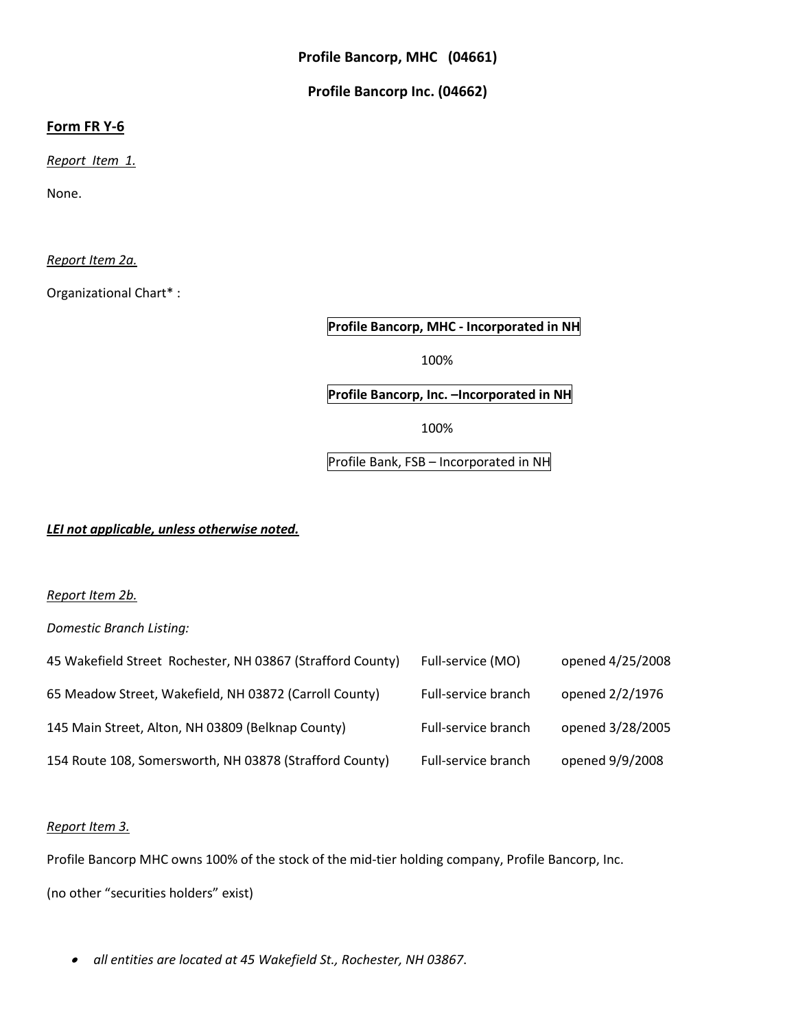**Profile Bancorp, MHC (04661)**

**Profile Bancorp Inc. (04662)**

**<u>Form FR Y-6</u>**

*<u>Report Item 1.</u>*

None.

*<u>Report Item 2a.</u>*

Organizational Chart* :

**Profile Bancorp, MHC - Incorporated in NH**

100%

**Profile Bancorp, Inc. –Incorporated in NH**

100%

Profile Bank, FSB – Incorporated in NH

***<u>LEI not applicable, unless otherwise noted.</u>***

*<u>Report Item 2b.</u>*

*Domestic Branch Listing:*

| | | |
|---|---|---|
| 45 Wakefield Street Rochester, NH 03867 (Strafford County) | Full-service (MO) | opened 4/25/2008 |
| 65 Meadow Street, Wakefield, NH 03872 (Carroll County) | Full-service branch | opened 2/2/1976 |
| 145 Main Street, Alton, NH 03809 (Belknap County) | Full-service branch | opened 3/28/2005 |
| 154 Route 108, Somersworth, NH 03878 (Strafford County) | Full-service branch | opened 9/9/2008 |

*<u>Report Item 3.</u>*

Profile Bancorp MHC owns 100% of the stock of the mid-tier holding company, Profile Bancorp, Inc.

(no other "securities holders" exist)

- *all entities are located at 45 Wakefield St., Rochester, NH 03867.*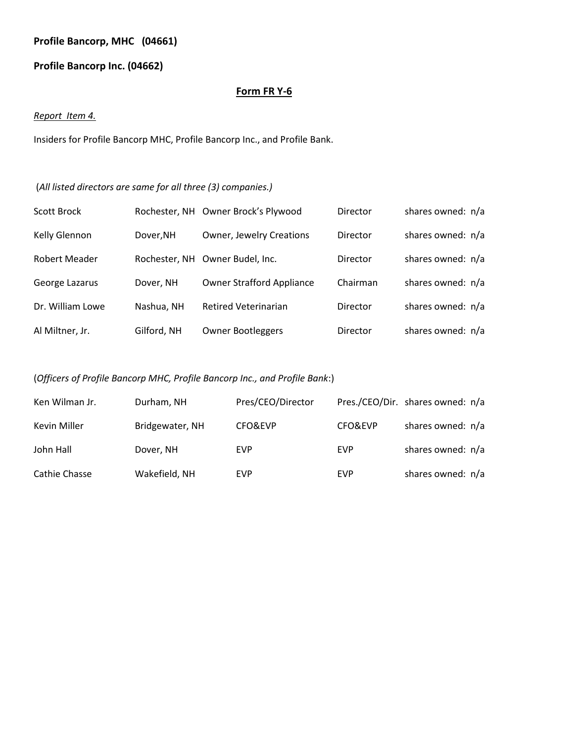**Profile Bancorp, MHC (04661)**

**Profile Bancorp Inc. (04662)**

**Form FR Y-6**

*Report Item 4.*

Insiders for Profile Bancorp MHC, Profile Bancorp Inc., and Profile Bank.

(*All listed directors are same for all three (3) companies.)*

| | | | | |
|---|---|---|---|---|
| Scott Brock | Rochester, NH | Owner Brock's Plywood | Director | shares owned: n/a |
| Kelly Glennon | Dover,NH | Owner, Jewelry Creations | Director | shares owned: n/a |
| Robert Meader | Rochester, NH | Owner Budel, Inc. | Director | shares owned: n/a |
| George Lazarus | Dover, NH | Owner Strafford Appliance | Chairman | shares owned: n/a |
| Dr. William Lowe | Nashua, NH | Retired Veterinarian | Director | shares owned: n/a |
| Al Miltner, Jr. | Gilford, NH | Owner Bootleggers | Director | shares owned: n/a |

(*Officers of Profile Bancorp MHC, Profile Bancorp Inc., and Profile Bank*:)

| | | | | |
|---|---|---|---|---|
| Ken Wilman Jr. | Durham, NH | Pres/CEO/Director | Pres./CEO/Dir. | shares owned: n/a |
| Kevin Miller | Bridgewater, NH | CFO&EVP | CFO&EVP | shares owned: n/a |
| John Hall | Dover, NH | EVP | EVP | shares owned: n/a |
| Cathie Chasse | Wakefield, NH | EVP | EVP | shares owned: n/a |